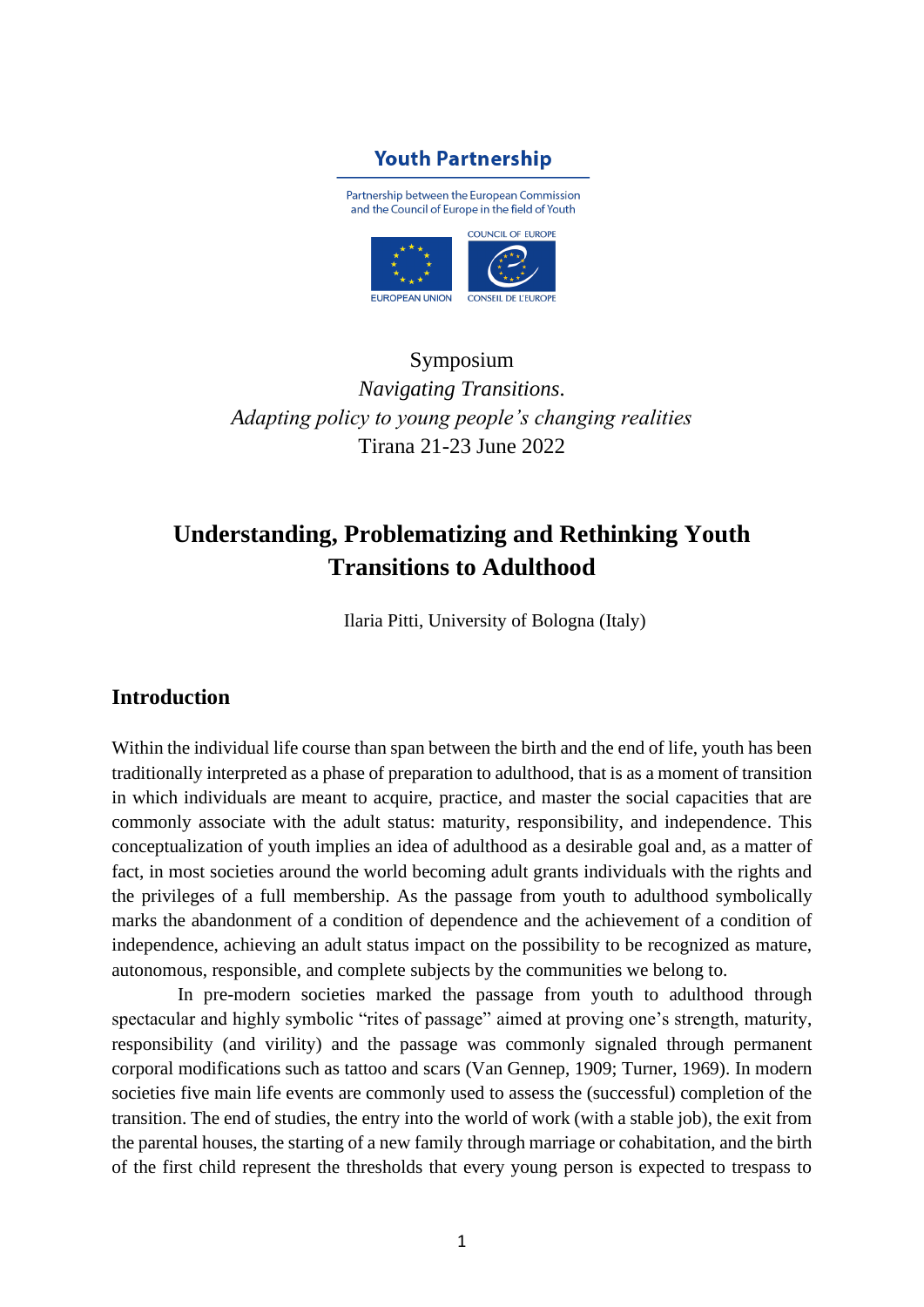**Youth Partnership**

Partnership between the European Commission and the Council of Europe in the field of Youth

COUNCIL OF EUROPE

EUROPEAN UNION

CONSEIL DE L'EUROPE

Symposium

*Navigating Transitions.*

*Adapting policy to young people's changing realities*

Tirana 21-23 June 2022

# Understanding, Problematizing and Rethinking Youth Transitions to Adulthood

Ilaria Pitti, University of Bologna (Italy)

## Introduction

Within the individual life course than span between the birth and the end of life, youth has been traditionally interpreted as a phase of preparation to adulthood, that is as a moment of transition in which individuals are meant to acquire, practice, and master the social capacities that are commonly associate with the adult status: maturity, responsibility, and independence. This conceptualization of youth implies an idea of adulthood as a desirable goal and, as a matter of fact, in most societies around the world becoming adult grants individuals with the rights and the privileges of a full membership. As the passage from youth to adulthood symbolically marks the abandonment of a condition of dependence and the achievement of a condition of independence, achieving an adult status impact on the possibility to be recognized as mature, autonomous, responsible, and complete subjects by the communities we belong to.

In pre-modern societies marked the passage from youth to adulthood through spectacular and highly symbolic "rites of passage" aimed at proving one's strength, maturity, responsibility (and virility) and the passage was commonly signaled through permanent corporal modifications such as tattoo and scars (Van Gennep, 1909; Turner, 1969). In modern societies five main life events are commonly used to assess the (successful) completion of the transition. The end of studies, the entry into the world of work (with a stable job), the exit from the parental houses, the starting of a new family through marriage or cohabitation, and the birth of the first child represent the thresholds that every young person is expected to trespass to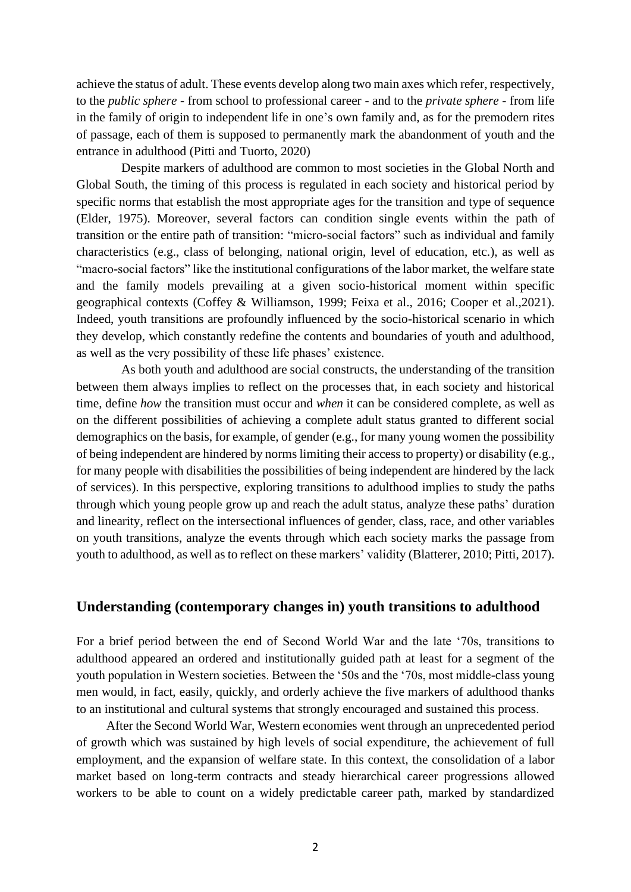achieve the status of adult. These events develop along two main axes which refer, respectively, to the *public sphere* - from school to professional career - and to the *private sphere* - from life in the family of origin to independent life in one's own family and, as for the premodern rites of passage, each of them is supposed to permanently mark the abandonment of youth and the entrance in adulthood (Pitti and Tuorto, 2020)

Despite markers of adulthood are common to most societies in the Global North and Global South, the timing of this process is regulated in each society and historical period by specific norms that establish the most appropriate ages for the transition and type of sequence (Elder, 1975). Moreover, several factors can condition single events within the path of transition or the entire path of transition: "micro-social factors" such as individual and family characteristics (e.g., class of belonging, national origin, level of education, etc.), as well as "macro-social factors" like the institutional configurations of the labor market, the welfare state and the family models prevailing at a given socio-historical moment within specific geographical contexts (Coffey & Williamson, 1999; Feixa et al., 2016; Cooper et al.,2021). Indeed, youth transitions are profoundly influenced by the socio-historical scenario in which they develop, which constantly redefine the contents and boundaries of youth and adulthood, as well as the very possibility of these life phases' existence.

As both youth and adulthood are social constructs, the understanding of the transition between them always implies to reflect on the processes that, in each society and historical time, define *how* the transition must occur and *when* it can be considered complete, as well as on the different possibilities of achieving a complete adult status granted to different social demographics on the basis, for example, of gender (e.g., for many young women the possibility of being independent are hindered by norms limiting their access to property) or disability (e.g., for many people with disabilities the possibilities of being independent are hindered by the lack of services). In this perspective, exploring transitions to adulthood implies to study the paths through which young people grow up and reach the adult status, analyze these paths' duration and linearity, reflect on the intersectional influences of gender, class, race, and other variables on youth transitions, analyze the events through which each society marks the passage from youth to adulthood, as well as to reflect on these markers' validity (Blatterer, 2010; Pitti, 2017).

## Understanding (contemporary changes in) youth transitions to adulthood

For a brief period between the end of Second World War and the late '70s, transitions to adulthood appeared an ordered and institutionally guided path at least for a segment of the youth population in Western societies. Between the '50s and the '70s, most middle-class young men would, in fact, easily, quickly, and orderly achieve the five markers of adulthood thanks to an institutional and cultural systems that strongly encouraged and sustained this process.

After the Second World War, Western economies went through an unprecedented period of growth which was sustained by high levels of social expenditure, the achievement of full employment, and the expansion of welfare state. In this context, the consolidation of a labor market based on long-term contracts and steady hierarchical career progressions allowed workers to be able to count on a widely predictable career path, marked by standardized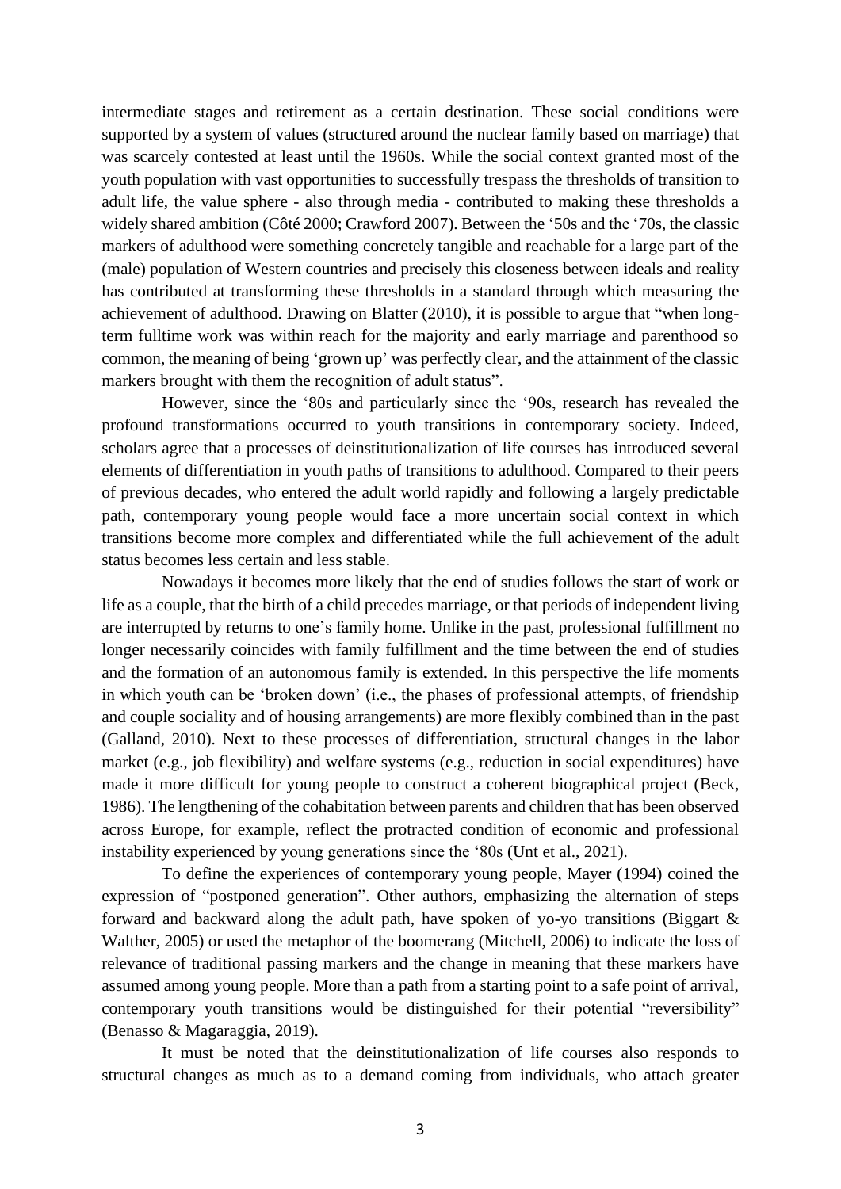intermediate stages and retirement as a certain destination. These social conditions were supported by a system of values (structured around the nuclear family based on marriage) that was scarcely contested at least until the 1960s. While the social context granted most of the youth population with vast opportunities to successfully trespass the thresholds of transition to adult life, the value sphere - also through media - contributed to making these thresholds a widely shared ambition (Côté 2000; Crawford 2007). Between the '50s and the '70s, the classic markers of adulthood were something concretely tangible and reachable for a large part of the (male) population of Western countries and precisely this closeness between ideals and reality has contributed at transforming these thresholds in a standard through which measuring the achievement of adulthood. Drawing on Blatter (2010), it is possible to argue that "when long-term fulltime work was within reach for the majority and early marriage and parenthood so common, the meaning of being 'grown up' was perfectly clear, and the attainment of the classic markers brought with them the recognition of adult status".

However, since the '80s and particularly since the '90s, research has revealed the profound transformations occurred to youth transitions in contemporary society. Indeed, scholars agree that a processes of deinstitutionalization of life courses has introduced several elements of differentiation in youth paths of transitions to adulthood. Compared to their peers of previous decades, who entered the adult world rapidly and following a largely predictable path, contemporary young people would face a more uncertain social context in which transitions become more complex and differentiated while the full achievement of the adult status becomes less certain and less stable.

Nowadays it becomes more likely that the end of studies follows the start of work or life as a couple, that the birth of a child precedes marriage, or that periods of independent living are interrupted by returns to one's family home. Unlike in the past, professional fulfillment no longer necessarily coincides with family fulfillment and the time between the end of studies and the formation of an autonomous family is extended. In this perspective the life moments in which youth can be 'broken down' (i.e., the phases of professional attempts, of friendship and couple sociality and of housing arrangements) are more flexibly combined than in the past (Galland, 2010). Next to these processes of differentiation, structural changes in the labor market (e.g., job flexibility) and welfare systems (e.g., reduction in social expenditures) have made it more difficult for young people to construct a coherent biographical project (Beck, 1986). The lengthening of the cohabitation between parents and children that has been observed across Europe, for example, reflect the protracted condition of economic and professional instability experienced by young generations since the '80s (Unt et al., 2021).

To define the experiences of contemporary young people, Mayer (1994) coined the expression of "postponed generation". Other authors, emphasizing the alternation of steps forward and backward along the adult path, have spoken of yo-yo transitions (Biggart & Walther, 2005) or used the metaphor of the boomerang (Mitchell, 2006) to indicate the loss of relevance of traditional passing markers and the change in meaning that these markers have assumed among young people. More than a path from a starting point to a safe point of arrival, contemporary youth transitions would be distinguished for their potential "reversibility" (Benasso & Magaraggia, 2019).

It must be noted that the deinstitutionalization of life courses also responds to structural changes as much as to a demand coming from individuals, who attach greater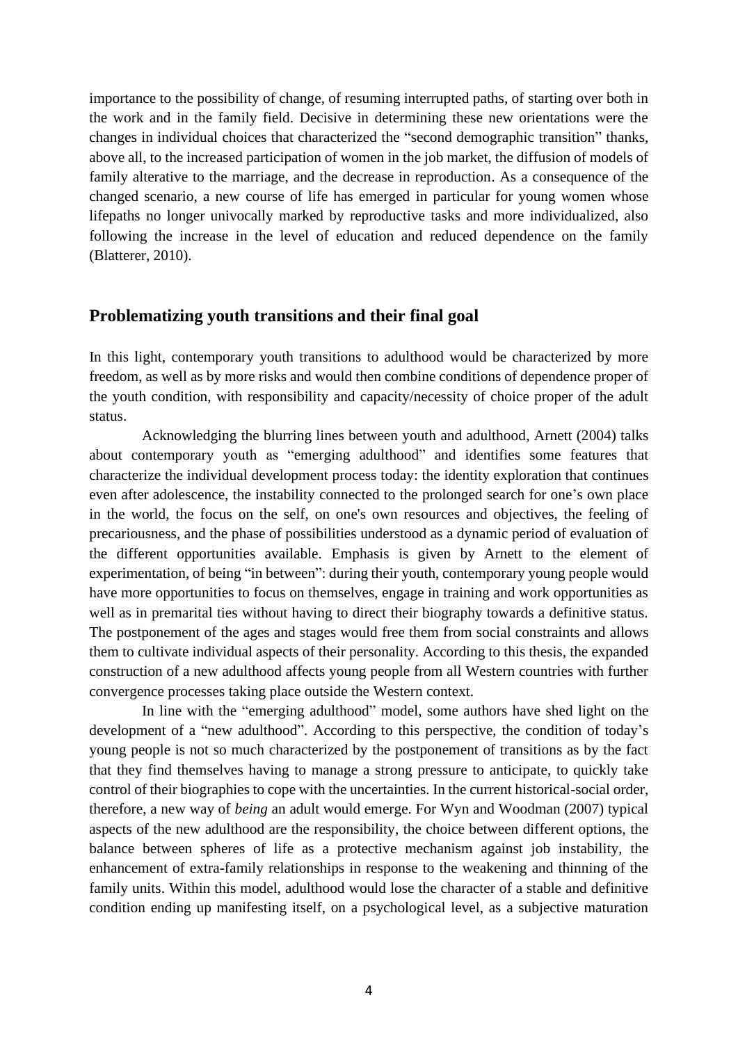importance to the possibility of change, of resuming interrupted paths, of starting over both in the work and in the family field. Decisive in determining these new orientations were the changes in individual choices that characterized the "second demographic transition" thanks, above all, to the increased participation of women in the job market, the diffusion of models of family alterative to the marriage, and the decrease in reproduction. As a consequence of the changed scenario, a new course of life has emerged in particular for young women whose lifepaths no longer univocally marked by reproductive tasks and more individualized, also following the increase in the level of education and reduced dependence on the family (Blatterer, 2010).

## Problematizing youth transitions and their final goal

In this light, contemporary youth transitions to adulthood would be characterized by more freedom, as well as by more risks and would then combine conditions of dependence proper of the youth condition, with responsibility and capacity/necessity of choice proper of the adult status.

Acknowledging the blurring lines between youth and adulthood, Arnett (2004) talks about contemporary youth as "emerging adulthood" and identifies some features that characterize the individual development process today: the identity exploration that continues even after adolescence, the instability connected to the prolonged search for one's own place in the world, the focus on the self, on one's own resources and objectives, the feeling of precariousness, and the phase of possibilities understood as a dynamic period of evaluation of the different opportunities available. Emphasis is given by Arnett to the element of experimentation, of being "in between": during their youth, contemporary young people would have more opportunities to focus on themselves, engage in training and work opportunities as well as in premarital ties without having to direct their biography towards a definitive status. The postponement of the ages and stages would free them from social constraints and allows them to cultivate individual aspects of their personality. According to this thesis, the expanded construction of a new adulthood affects young people from all Western countries with further convergence processes taking place outside the Western context.

In line with the "emerging adulthood" model, some authors have shed light on the development of a "new adulthood". According to this perspective, the condition of today's young people is not so much characterized by the postponement of transitions as by the fact that they find themselves having to manage a strong pressure to anticipate, to quickly take control of their biographies to cope with the uncertainties. In the current historical-social order, therefore, a new way of *being* an adult would emerge. For Wyn and Woodman (2007) typical aspects of the new adulthood are the responsibility, the choice between different options, the balance between spheres of life as a protective mechanism against job instability, the enhancement of extra-family relationships in response to the weakening and thinning of the family units. Within this model, adulthood would lose the character of a stable and definitive condition ending up manifesting itself, on a psychological level, as a subjective maturation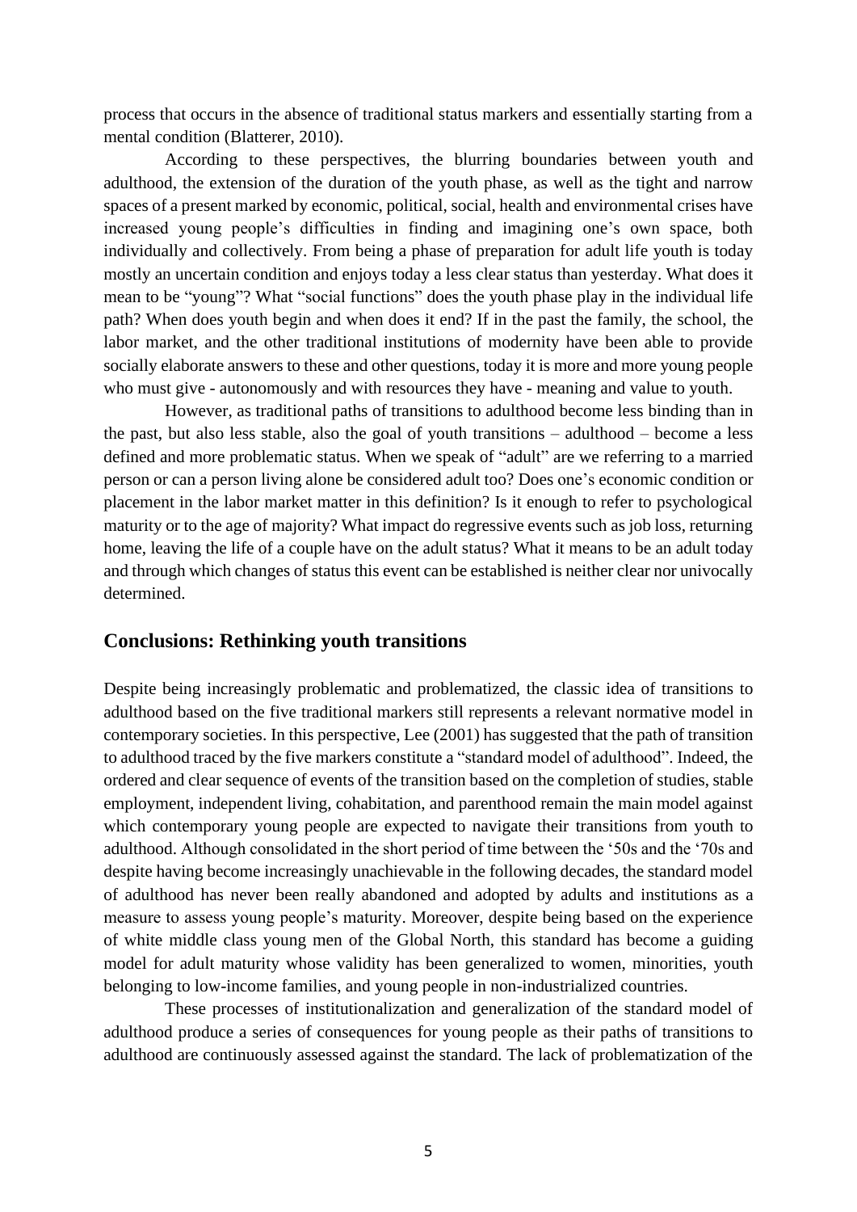process that occurs in the absence of traditional status markers and essentially starting from a mental condition (Blatterer, 2010).

According to these perspectives, the blurring boundaries between youth and adulthood, the extension of the duration of the youth phase, as well as the tight and narrow spaces of a present marked by economic, political, social, health and environmental crises have increased young people's difficulties in finding and imagining one's own space, both individually and collectively. From being a phase of preparation for adult life youth is today mostly an uncertain condition and enjoys today a less clear status than yesterday. What does it mean to be "young"? What "social functions" does the youth phase play in the individual life path? When does youth begin and when does it end? If in the past the family, the school, the labor market, and the other traditional institutions of modernity have been able to provide socially elaborate answers to these and other questions, today it is more and more young people who must give - autonomously and with resources they have - meaning and value to youth.

However, as traditional paths of transitions to adulthood become less binding than in the past, but also less stable, also the goal of youth transitions – adulthood – become a less defined and more problematic status. When we speak of "adult" are we referring to a married person or can a person living alone be considered adult too? Does one's economic condition or placement in the labor market matter in this definition? Is it enough to refer to psychological maturity or to the age of majority? What impact do regressive events such as job loss, returning home, leaving the life of a couple have on the adult status? What it means to be an adult today and through which changes of status this event can be established is neither clear nor univocally determined.

## Conclusions: Rethinking youth transitions

Despite being increasingly problematic and problematized, the classic idea of transitions to adulthood based on the five traditional markers still represents a relevant normative model in contemporary societies. In this perspective, Lee (2001) has suggested that the path of transition to adulthood traced by the five markers constitute a "standard model of adulthood". Indeed, the ordered and clear sequence of events of the transition based on the completion of studies, stable employment, independent living, cohabitation, and parenthood remain the main model against which contemporary young people are expected to navigate their transitions from youth to adulthood. Although consolidated in the short period of time between the '50s and the '70s and despite having become increasingly unachievable in the following decades, the standard model of adulthood has never been really abandoned and adopted by adults and institutions as a measure to assess young people's maturity. Moreover, despite being based on the experience of white middle class young men of the Global North, this standard has become a guiding model for adult maturity whose validity has been generalized to women, minorities, youth belonging to low-income families, and young people in non-industrialized countries.

These processes of institutionalization and generalization of the standard model of adulthood produce a series of consequences for young people as their paths of transitions to adulthood are continuously assessed against the standard. The lack of problematization of the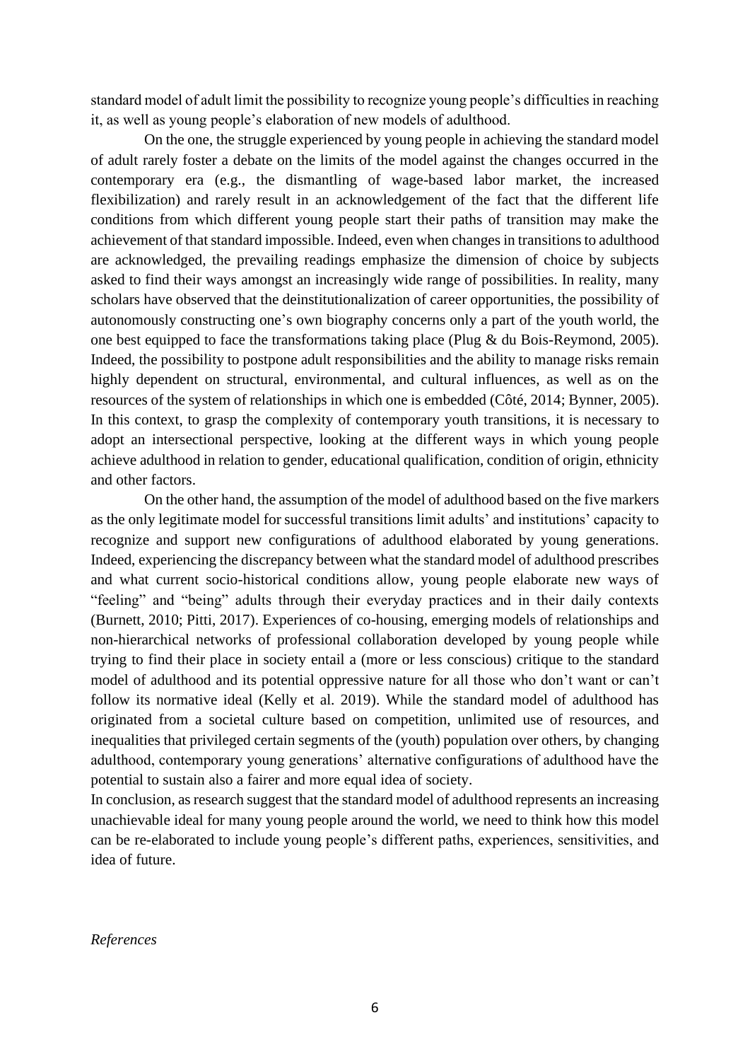standard model of adult limit the possibility to recognize young people's difficulties in reaching it, as well as young people's elaboration of new models of adulthood.

On the one, the struggle experienced by young people in achieving the standard model of adult rarely foster a debate on the limits of the model against the changes occurred in the contemporary era (e.g., the dismantling of wage-based labor market, the increased flexibilization) and rarely result in an acknowledgement of the fact that the different life conditions from which different young people start their paths of transition may make the achievement of that standard impossible. Indeed, even when changes in transitions to adulthood are acknowledged, the prevailing readings emphasize the dimension of choice by subjects asked to find their ways amongst an increasingly wide range of possibilities. In reality, many scholars have observed that the deinstitutionalization of career opportunities, the possibility of autonomously constructing one's own biography concerns only a part of the youth world, the one best equipped to face the transformations taking place (Plug & du Bois-Reymond, 2005). Indeed, the possibility to postpone adult responsibilities and the ability to manage risks remain highly dependent on structural, environmental, and cultural influences, as well as on the resources of the system of relationships in which one is embedded (Côté, 2014; Bynner, 2005). In this context, to grasp the complexity of contemporary youth transitions, it is necessary to adopt an intersectional perspective, looking at the different ways in which young people achieve adulthood in relation to gender, educational qualification, condition of origin, ethnicity and other factors.

On the other hand, the assumption of the model of adulthood based on the five markers as the only legitimate model for successful transitions limit adults' and institutions' capacity to recognize and support new configurations of adulthood elaborated by young generations. Indeed, experiencing the discrepancy between what the standard model of adulthood prescribes and what current socio-historical conditions allow, young people elaborate new ways of "feeling" and "being" adults through their everyday practices and in their daily contexts (Burnett, 2010; Pitti, 2017). Experiences of co-housing, emerging models of relationships and non-hierarchical networks of professional collaboration developed by young people while trying to find their place in society entail a (more or less conscious) critique to the standard model of adulthood and its potential oppressive nature for all those who don't want or can't follow its normative ideal (Kelly et al. 2019). While the standard model of adulthood has originated from a societal culture based on competition, unlimited use of resources, and inequalities that privileged certain segments of the (youth) population over others, by changing adulthood, contemporary young generations' alternative configurations of adulthood have the potential to sustain also a fairer and more equal idea of society.

In conclusion, as research suggest that the standard model of adulthood represents an increasing unachievable ideal for many young people around the world, we need to think how this model can be re-elaborated to include young people's different paths, experiences, sensitivities, and idea of future.

*References*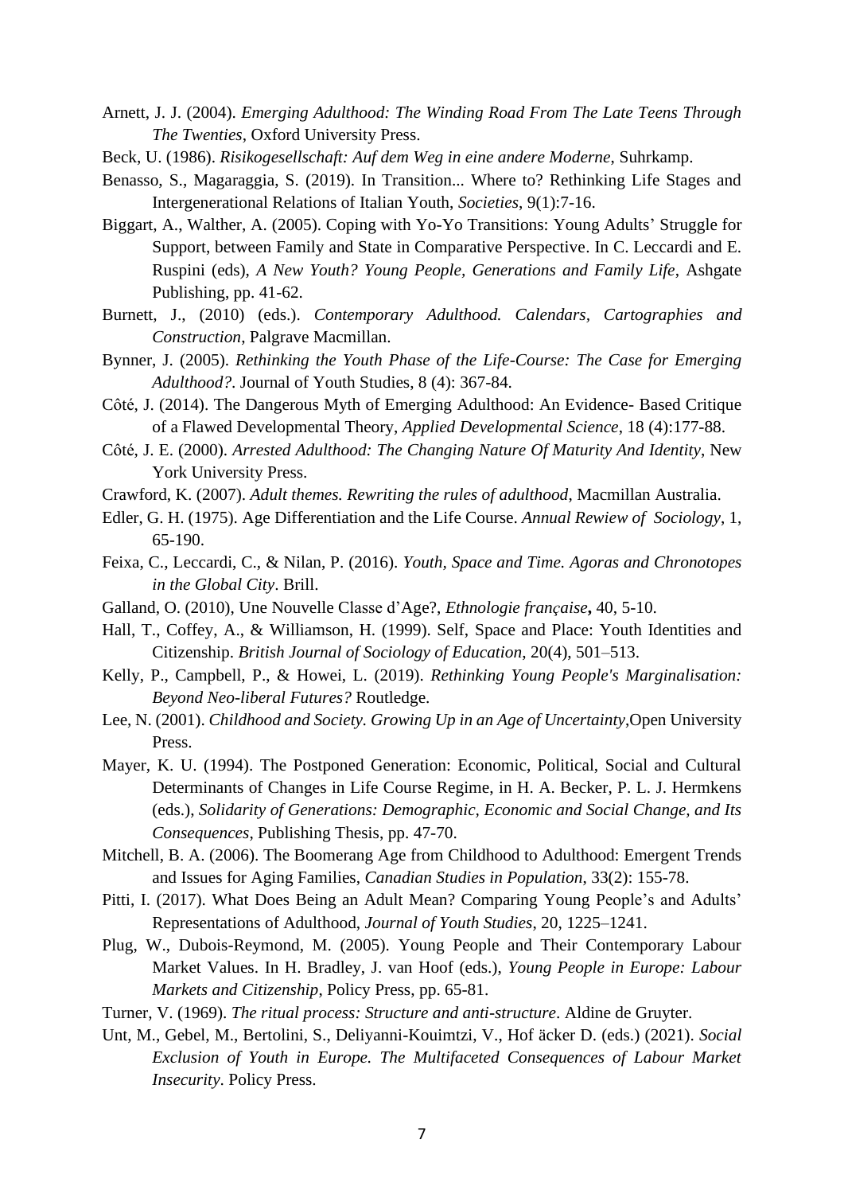Arnett, J. J. (2004). *Emerging Adulthood: The Winding Road From The Late Teens Through The Twenties*, Oxford University Press.

Beck, U. (1986). *Risikogesellschaft: Auf dem Weg in eine andere Moderne*, Suhrkamp.

Benasso, S., Magaraggia, S. (2019). In Transition... Where to? Rethinking Life Stages and Intergenerational Relations of Italian Youth, *Societies*, 9(1):7-16.

Biggart, A., Walther, A. (2005). Coping with Yo-Yo Transitions: Young Adults' Struggle for Support, between Family and State in Comparative Perspective. In C. Leccardi and E. Ruspini (eds), *A New Youth? Young People, Generations and Family Life*, Ashgate Publishing, pp. 41-62.

Burnett, J., (2010) (eds.). *Contemporary Adulthood. Calendars, Cartographies and Construction*, Palgrave Macmillan.

Bynner, J. (2005). *Rethinking the Youth Phase of the Life-Course: The Case for Emerging Adulthood?*. Journal of Youth Studies, 8 (4): 367-84.

Côté, J. (2014). The Dangerous Myth of Emerging Adulthood: An Evidence- Based Critique of a Flawed Developmental Theory, *Applied Developmental Science*, 18 (4):177-88.

Côté, J. E. (2000). *Arrested Adulthood: The Changing Nature Of Maturity And Identity*, New York University Press.

Crawford, K. (2007). *Adult themes. Rewriting the rules of adulthood*, Macmillan Australia.

Edler, G. H. (1975). Age Differentiation and the Life Course. *Annual Rewiew of Sociology*, 1, 65-190.

Feixa, C., Leccardi, C., & Nilan, P. (2016). *Youth, Space and Time. Agoras and Chronotopes in the Global City*. Brill.

Galland, O. (2010), Une Nouvelle Classe d'Age?, *Ethnologie française***,** 40, 5-10.

Hall, T., Coffey, A., & Williamson, H. (1999). Self, Space and Place: Youth Identities and Citizenship. *British Journal of Sociology of Education*, 20(4), 501–513.

Kelly, P., Campbell, P., & Howei, L. (2019). *Rethinking Young People's Marginalisation: Beyond Neo-liberal Futures?* Routledge.

Lee, N. (2001). *Childhood and Society. Growing Up in an Age of Uncertainty*,Open University Press.

Mayer, K. U. (1994). The Postponed Generation: Economic, Political, Social and Cultural Determinants of Changes in Life Course Regime, in H. A. Becker, P. L. J. Hermkens (eds.), *Solidarity of Generations: Demographic, Economic and Social Change, and Its Consequences*, Publishing Thesis, pp. 47-70.

Mitchell, B. A. (2006). The Boomerang Age from Childhood to Adulthood: Emergent Trends and Issues for Aging Families, *Canadian Studies in Population*, 33(2): 155-78.

Pitti, I. (2017). What Does Being an Adult Mean? Comparing Young People's and Adults' Representations of Adulthood, *Journal of Youth Studies*, 20, 1225–1241.

Plug, W., Dubois-Reymond, M. (2005). Young People and Their Contemporary Labour Market Values. In H. Bradley, J. van Hoof (eds.), *Young People in Europe: Labour Markets and Citizenship*, Policy Press, pp. 65-81.

Turner, V. (1969). *The ritual process: Structure and anti-structure*. Aldine de Gruyter.

Unt, M., Gebel, M., Bertolini, S., Deliyanni-Kouimtzi, V., Hof äcker D. (eds.) (2021). *Social Exclusion of Youth in Europe. The Multifaceted Consequences of Labour Market Insecurity*. Policy Press.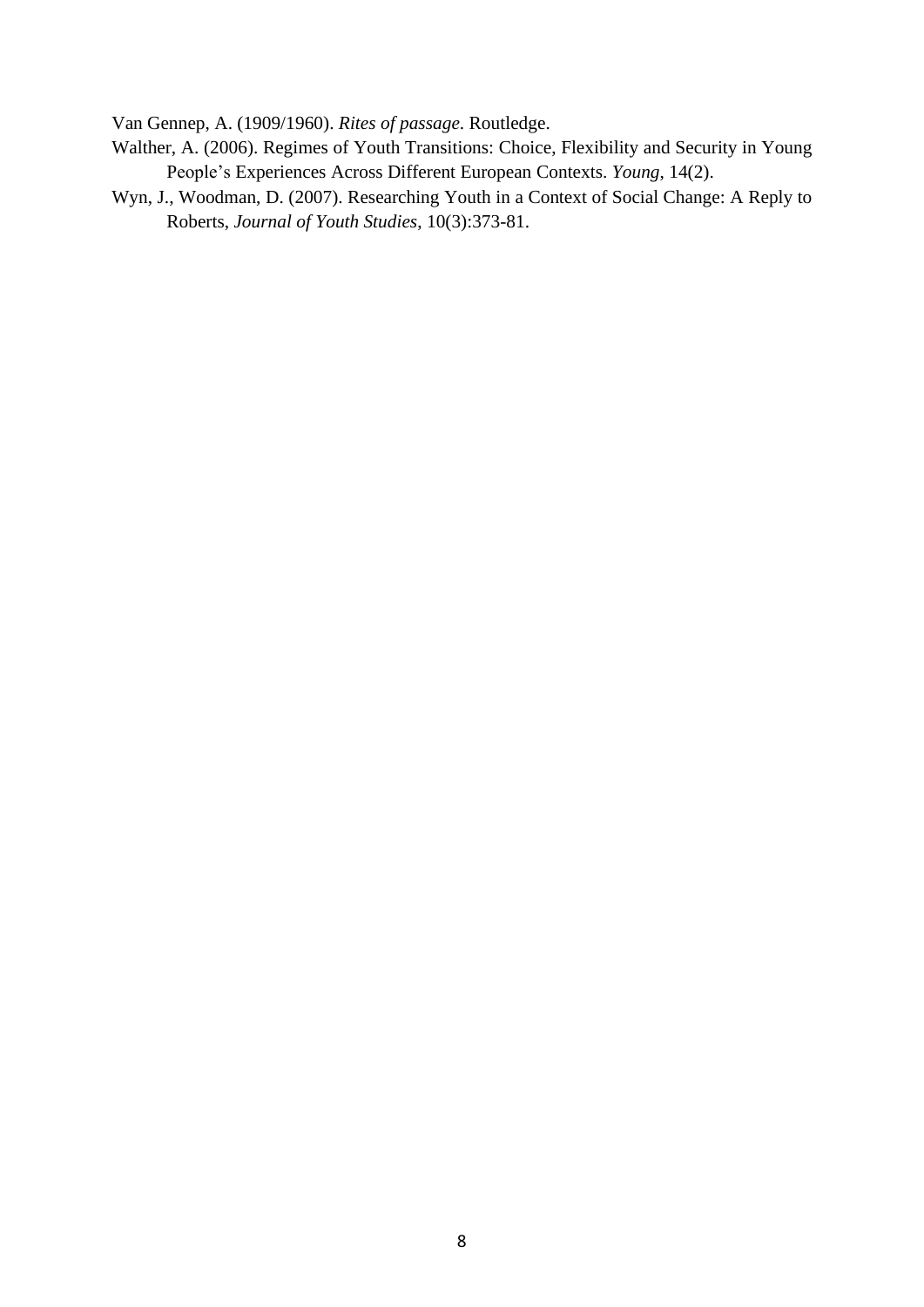Van Gennep, A. (1909/1960). *Rites of passage*. Routledge.

Walther, A. (2006). Regimes of Youth Transitions: Choice, Flexibility and Security in Young People's Experiences Across Different European Contexts. *Young*, 14(2).

Wyn, J., Woodman, D. (2007). Researching Youth in a Context of Social Change: A Reply to Roberts, *Journal of Youth Studies*, 10(3):373-81.